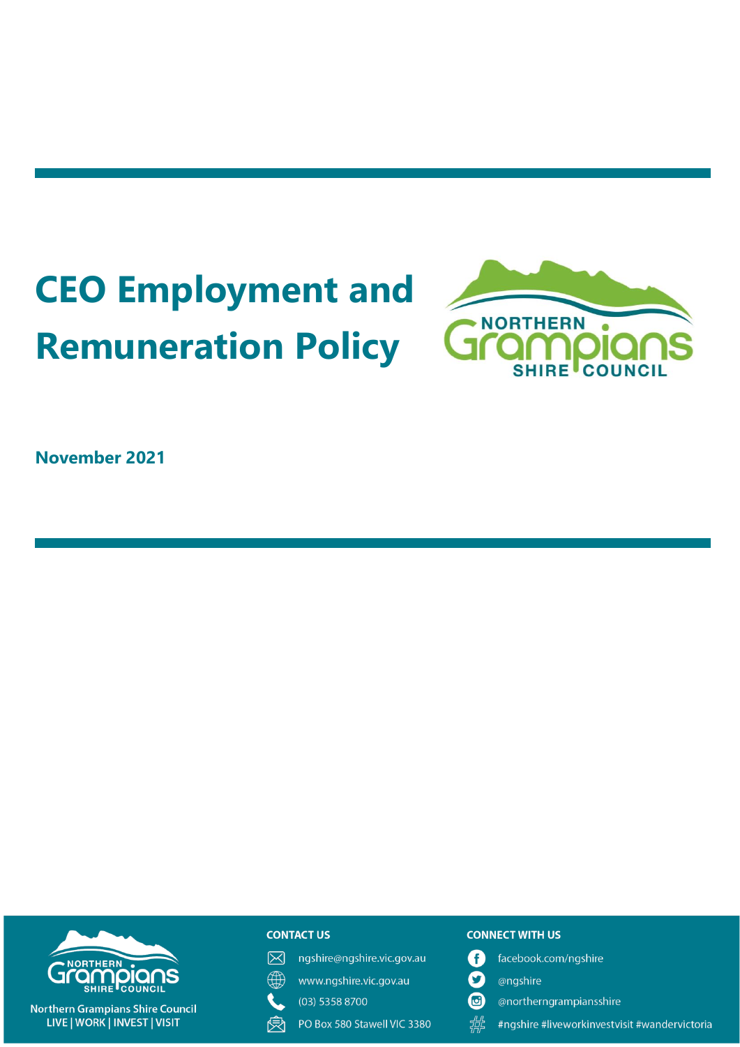# CEO Employment and Remuneration Policy

**November 2021**

Northern Grampians Shire Council
LIVE | WORK | INVEST | VISIT

**CONTACT US**

ngshire@ngshire.vic.gov.au
www.ngshire.vic.gov.au
(03) 5358 8700
PO Box 580 Stawell VIC 3380

**CONNECT WITH US**

facebook.com/ngshire
@ngshire
@northerngrampiansshire
#ngshire #liveworkinvestvisit #wandervictoria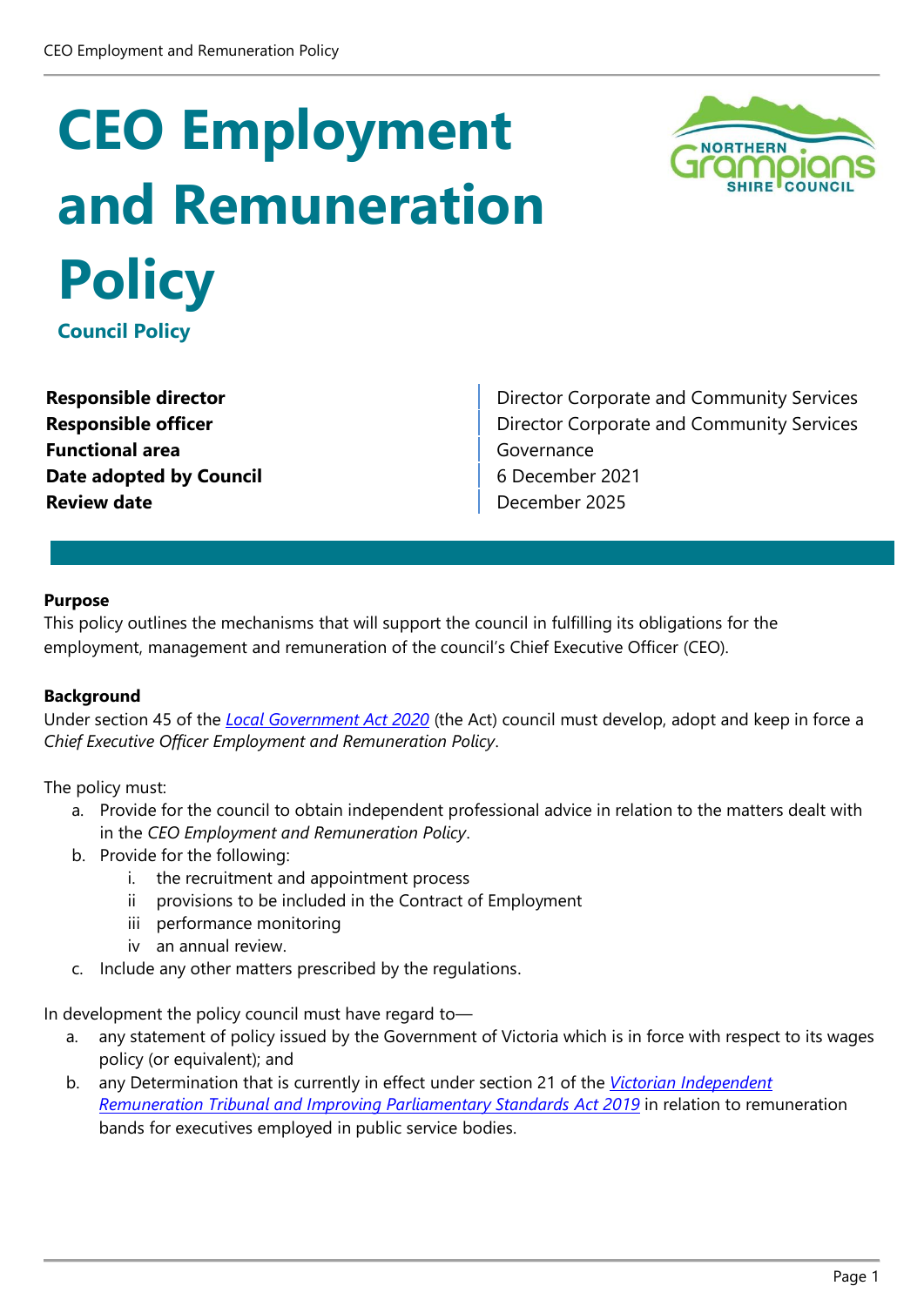# CEO Employment and Remuneration Policy

### Council Policy

| | |
|---|---|
| **Responsible director** | Director Corporate and Community Services |
| **Responsible officer** | Director Corporate and Community Services |
| **Functional area** | Governance |
| **Date adopted by Council** | 6 December 2021 |
| **Review date** | December 2025 |

**Purpose**

This policy outlines the mechanisms that will support the council in fulfilling its obligations for the employment, management and remuneration of the council's Chief Executive Officer (CEO).

**Background**

Under section 45 of the *Local Government Act 2020* (the Act) council must develop, adopt and keep in force a *Chief Executive Officer Employment and Remuneration Policy*.

The policy must:

a. Provide for the council to obtain independent professional advice in relation to the matters dealt with in the *CEO Employment and Remuneration Policy*.
b. Provide for the following:
   i. the recruitment and appointment process
   ii provisions to be included in the Contract of Employment
   iii performance monitoring
   iv an annual review.
c. Include any other matters prescribed by the regulations.

In development the policy council must have regard to—

a. any statement of policy issued by the Government of Victoria which is in force with respect to its wages policy (or equivalent); and
b. any Determination that is currently in effect under section 21 of the *Victorian Independent Remuneration Tribunal and Improving Parliamentary Standards Act 2019* in relation to remuneration bands for executives employed in public service bodies.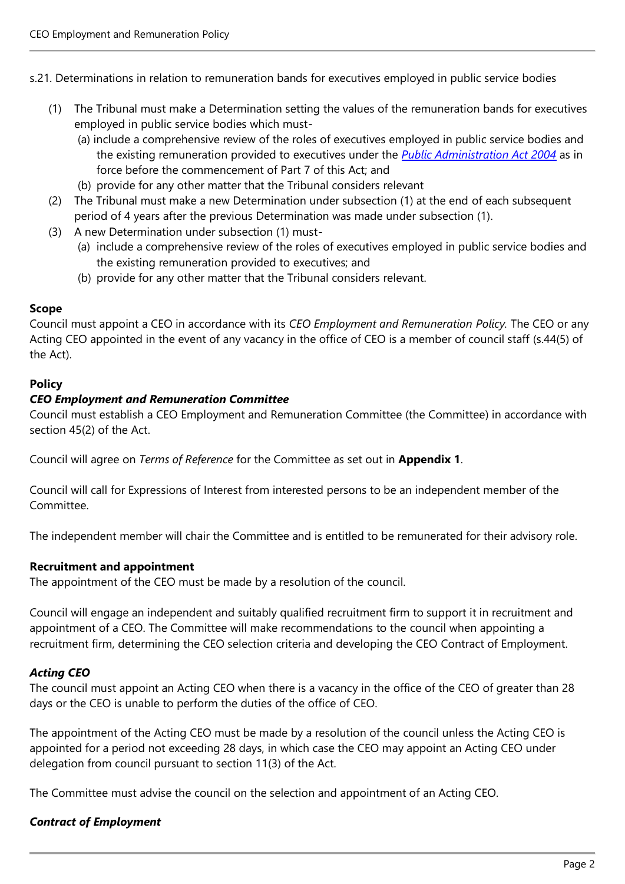s.21. Determinations in relation to remuneration bands for executives employed in public service bodies

(1) The Tribunal must make a Determination setting the values of the remuneration bands for executives employed in public service bodies which must-
   (a) include a comprehensive review of the roles of executives employed in public service bodies and the existing remuneration provided to executives under the *Public Administration Act 2004* as in force before the commencement of Part 7 of this Act; and
   (b) provide for any other matter that the Tribunal considers relevant
(2) The Tribunal must make a new Determination under subsection (1) at the end of each subsequent period of 4 years after the previous Determination was made under subsection (1).
(3) A new Determination under subsection (1) must-
   (a) include a comprehensive review of the roles of executives employed in public service bodies and the existing remuneration provided to executives; and
   (b) provide for any other matter that the Tribunal considers relevant.

## Scope

Council must appoint a CEO in accordance with its *CEO Employment and Remuneration Policy.* The CEO or any Acting CEO appointed in the event of any vacancy in the office of CEO is a member of council staff (s.44(5) of the Act).

## Policy

### *CEO Employment and Remuneration Committee*

Council must establish a CEO Employment and Remuneration Committee (the Committee) in accordance with section 45(2) of the Act.

Council will agree on *Terms of Reference* for the Committee as set out in **Appendix 1**.

Council will call for Expressions of Interest from interested persons to be an independent member of the Committee.

The independent member will chair the Committee and is entitled to be remunerated for their advisory role.

### Recruitment and appointment

The appointment of the CEO must be made by a resolution of the council.

Council will engage an independent and suitably qualified recruitment firm to support it in recruitment and appointment of a CEO. The Committee will make recommendations to the council when appointing a recruitment firm, determining the CEO selection criteria and developing the CEO Contract of Employment.

### *Acting CEO*

The council must appoint an Acting CEO when there is a vacancy in the office of the CEO of greater than 28 days or the CEO is unable to perform the duties of the office of CEO.

The appointment of the Acting CEO must be made by a resolution of the council unless the Acting CEO is appointed for a period not exceeding 28 days, in which case the CEO may appoint an Acting CEO under delegation from council pursuant to section 11(3) of the Act.

The Committee must advise the council on the selection and appointment of an Acting CEO.

### *Contract of Employment*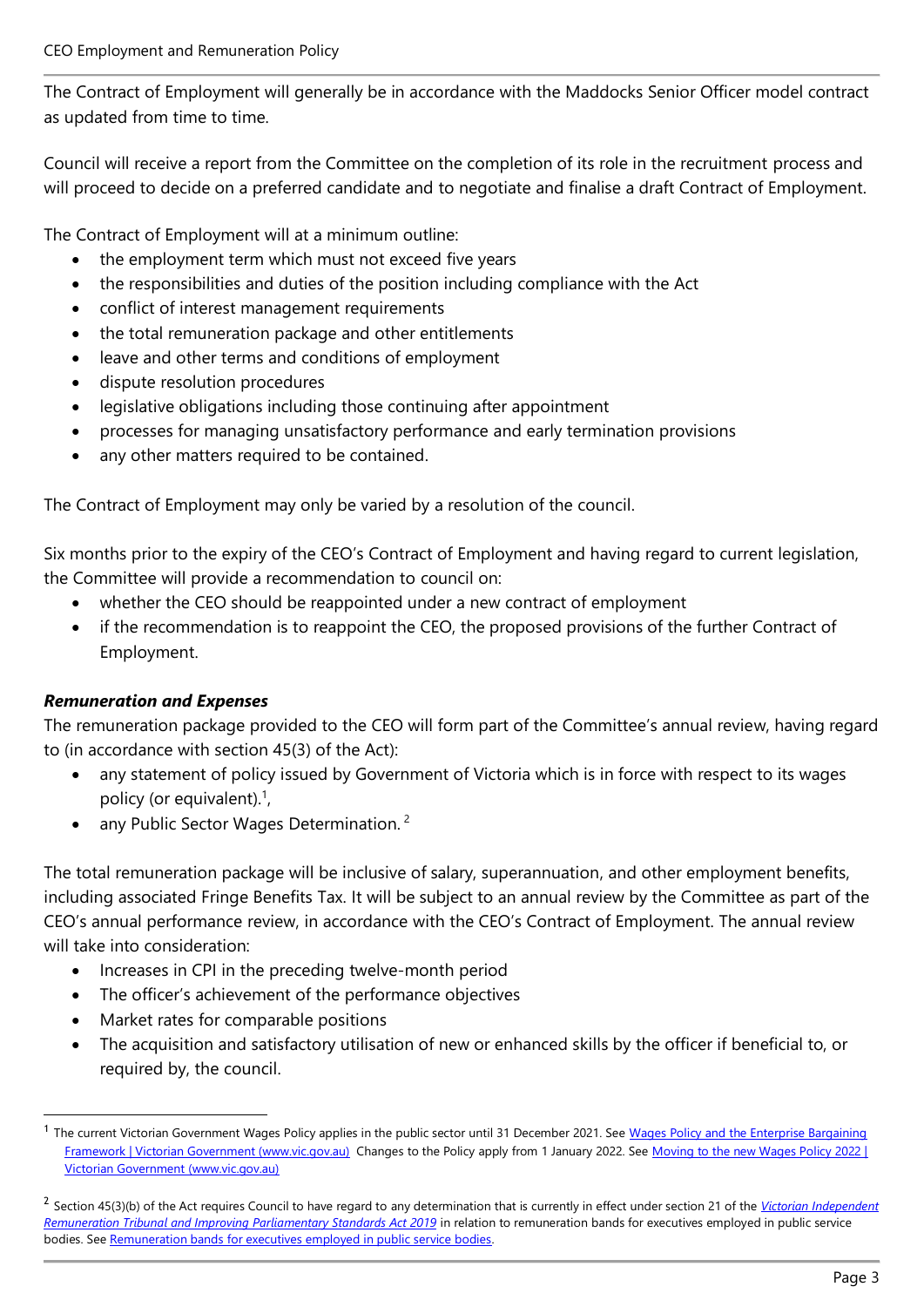The Contract of Employment will generally be in accordance with the Maddocks Senior Officer model contract as updated from time to time.

Council will receive a report from the Committee on the completion of its role in the recruitment process and will proceed to decide on a preferred candidate and to negotiate and finalise a draft Contract of Employment.

The Contract of Employment will at a minimum outline:

- the employment term which must not exceed five years
- the responsibilities and duties of the position including compliance with the Act
- conflict of interest management requirements
- the total remuneration package and other entitlements
- leave and other terms and conditions of employment
- dispute resolution procedures
- legislative obligations including those continuing after appointment
- processes for managing unsatisfactory performance and early termination provisions
- any other matters required to be contained.

The Contract of Employment may only be varied by a resolution of the council.

Six months prior to the expiry of the CEO's Contract of Employment and having regard to current legislation, the Committee will provide a recommendation to council on:

- whether the CEO should be reappointed under a new contract of employment
- if the recommendation is to reappoint the CEO, the proposed provisions of the further Contract of Employment.

***Remuneration and Expenses***

The remuneration package provided to the CEO will form part of the Committee's annual review, having regard to (in accordance with section 45(3) of the Act):

- any statement of policy issued by Government of Victoria which is in force with respect to its wages policy (or equivalent).[1],
- any Public Sector Wages Determination. [2]

The total remuneration package will be inclusive of salary, superannuation, and other employment benefits, including associated Fringe Benefits Tax. It will be subject to an annual review by the Committee as part of the CEO's annual performance review, in accordance with the CEO's Contract of Employment. The annual review will take into consideration:

- Increases in CPI in the preceding twelve-month period
- The officer's achievement of the performance objectives
- Market rates for comparable positions
- The acquisition and satisfactory utilisation of new or enhanced skills by the officer if beneficial to, or required by, the council.

---

[1] The current Victorian Government Wages Policy applies in the public sector until 31 December 2021. See Wages Policy and the Enterprise Bargaining Framework | Victorian Government (www.vic.gov.au) Changes to the Policy apply from 1 January 2022. See Moving to the new Wages Policy 2022 | Victorian Government (www.vic.gov.au)

[2] Section 45(3)(b) of the Act requires Council to have regard to any determination that is currently in effect under section 21 of the *Victorian Independent Remuneration Tribunal and Improving Parliamentary Standards Act 2019* in relation to remuneration bands for executives employed in public service bodies. See Remuneration bands for executives employed in public service bodies.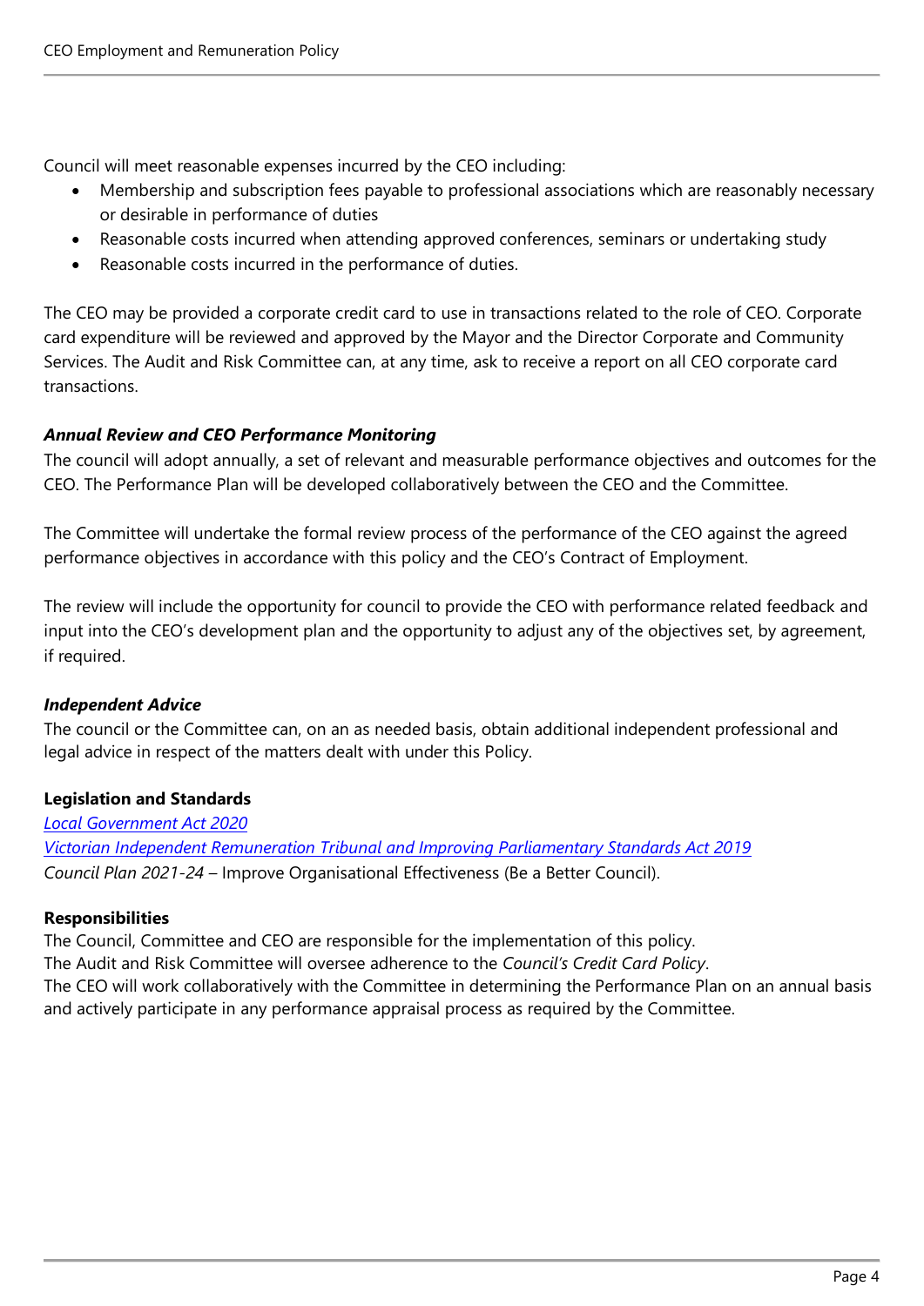Council will meet reasonable expenses incurred by the CEO including:

- Membership and subscription fees payable to professional associations which are reasonably necessary or desirable in performance of duties
- Reasonable costs incurred when attending approved conferences, seminars or undertaking study
- Reasonable costs incurred in the performance of duties.

The CEO may be provided a corporate credit card to use in transactions related to the role of CEO. Corporate card expenditure will be reviewed and approved by the Mayor and the Director Corporate and Community Services. The Audit and Risk Committee can, at any time, ask to receive a report on all CEO corporate card transactions.

***Annual Review and CEO Performance Monitoring***

The council will adopt annually, a set of relevant and measurable performance objectives and outcomes for the CEO. The Performance Plan will be developed collaboratively between the CEO and the Committee.

The Committee will undertake the formal review process of the performance of the CEO against the agreed performance objectives in accordance with this policy and the CEO's Contract of Employment.

The review will include the opportunity for council to provide the CEO with performance related feedback and input into the CEO's development plan and the opportunity to adjust any of the objectives set, by agreement, if required.

***Independent Advice***

The council or the Committee can, on an as needed basis, obtain additional independent professional and legal advice in respect of the matters dealt with under this Policy.

**Legislation and Standards**

*Local Government Act 2020*
*Victorian Independent Remuneration Tribunal and Improving Parliamentary Standards Act 2019*
*Council Plan 2021-24* – Improve Organisational Effectiveness (Be a Better Council).

**Responsibilities**

The Council, Committee and CEO are responsible for the implementation of this policy.
The Audit and Risk Committee will oversee adherence to the *Council's Credit Card Policy*.
The CEO will work collaboratively with the Committee in determining the Performance Plan on an annual basis and actively participate in any performance appraisal process as required by the Committee.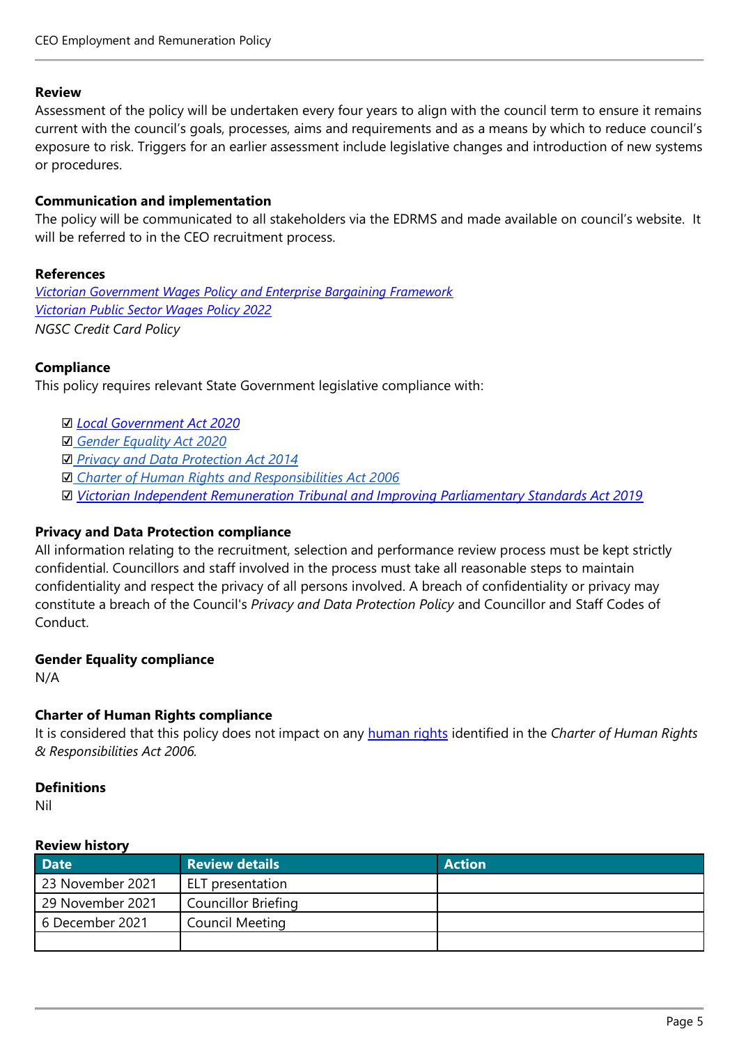**Review**

Assessment of the policy will be undertaken every four years to align with the council term to ensure it remains current with the council's goals, processes, aims and requirements and as a means by which to reduce council's exposure to risk. Triggers for an earlier assessment include legislative changes and introduction of new systems or procedures.

**Communication and implementation**

The policy will be communicated to all stakeholders via the EDRMS and made available on council's website. It will be referred to in the CEO recruitment process.

**References**

*Victorian Government Wages Policy and Enterprise Bargaining Framework*
*Victorian Public Sector Wages Policy 2022*
*NGSC Credit Card Policy*

**Compliance**

This policy requires relevant State Government legislative compliance with:

- ☑ *Local Government Act 2020*
- ☑ *Gender Equality Act 2020*
- ☑ *Privacy and Data Protection Act 2014*
- ☑ *Charter of Human Rights and Responsibilities Act 2006*
- ☑ *Victorian Independent Remuneration Tribunal and Improving Parliamentary Standards Act 2019*

**Privacy and Data Protection compliance**

All information relating to the recruitment, selection and performance review process must be kept strictly confidential. Councillors and staff involved in the process must take all reasonable steps to maintain confidentiality and respect the privacy of all persons involved. A breach of confidentiality or privacy may constitute a breach of the Council's *Privacy and Data Protection Policy* and Councillor and Staff Codes of Conduct.

**Gender Equality compliance**

N/A

**Charter of Human Rights compliance**

It is considered that this policy does not impact on any human rights identified in the *Charter of Human Rights & Responsibilities Act 2006.*

**Definitions**

Nil

**Review history**

| Date | Review details | Action |
|---|---|---|
| 23 November 2021 | ELT presentation | |
| 29 November 2021 | Councillor Briefing | |
| 6 December 2021 | Council Meeting | |
| | | |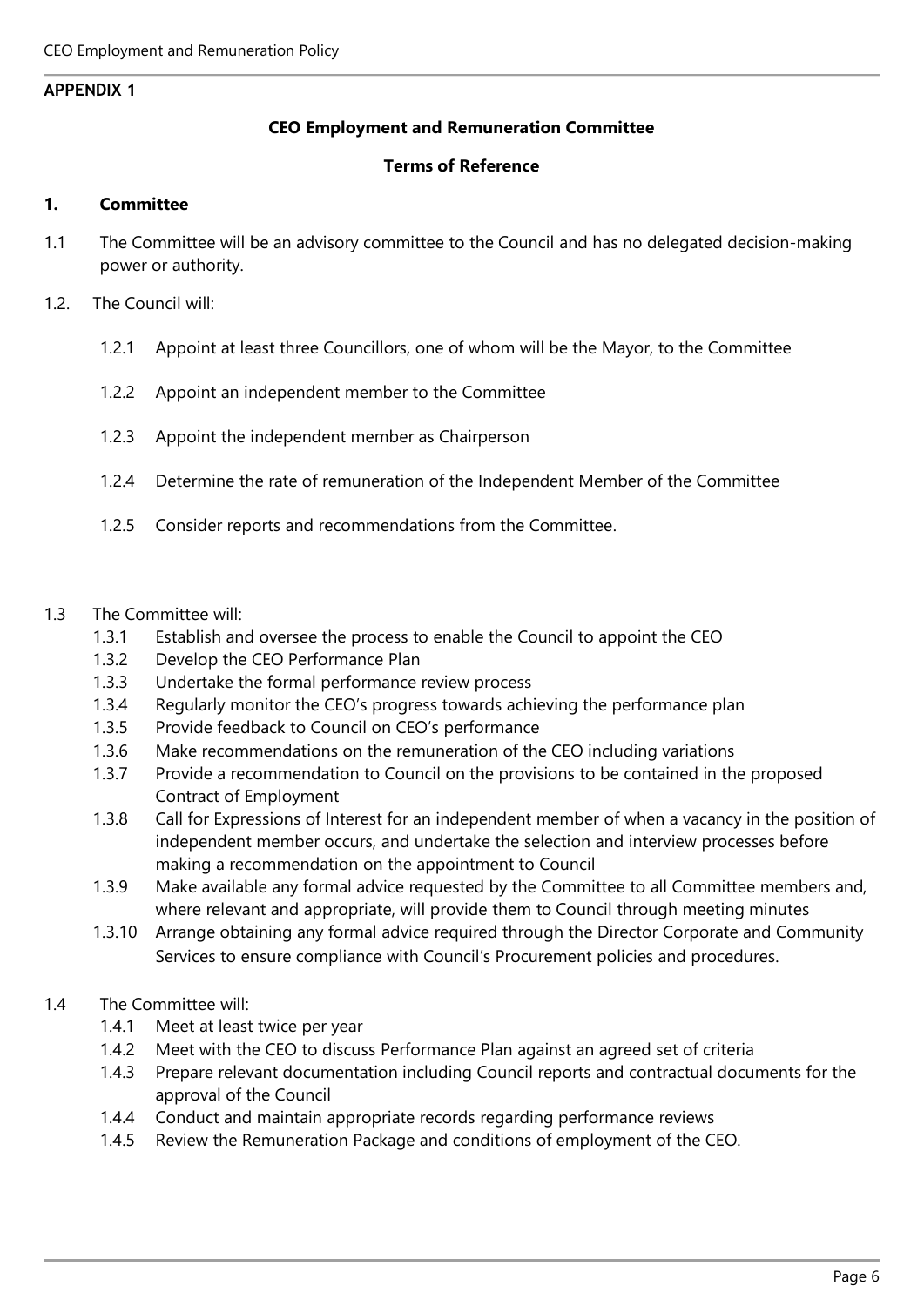## APPENDIX 1

**CEO Employment and Remuneration Committee**

**Terms of Reference**

### 1. Committee

1.1 The Committee will be an advisory committee to the Council and has no delegated decision-making power or authority.

1.2. The Council will:

- 1.2.1 Appoint at least three Councillors, one of whom will be the Mayor, to the Committee
- 1.2.2 Appoint an independent member to the Committee
- 1.2.3 Appoint the independent member as Chairperson
- 1.2.4 Determine the rate of remuneration of the Independent Member of the Committee
- 1.2.5 Consider reports and recommendations from the Committee.

1.3 The Committee will:

- 1.3.1 Establish and oversee the process to enable the Council to appoint the CEO
- 1.3.2 Develop the CEO Performance Plan
- 1.3.3 Undertake the formal performance review process
- 1.3.4 Regularly monitor the CEO's progress towards achieving the performance plan
- 1.3.5 Provide feedback to Council on CEO's performance
- 1.3.6 Make recommendations on the remuneration of the CEO including variations
- 1.3.7 Provide a recommendation to Council on the provisions to be contained in the proposed Contract of Employment
- 1.3.8 Call for Expressions of Interest for an independent member of when a vacancy in the position of independent member occurs, and undertake the selection and interview processes before making a recommendation on the appointment to Council
- 1.3.9 Make available any formal advice requested by the Committee to all Committee members and, where relevant and appropriate, will provide them to Council through meeting minutes
- 1.3.10 Arrange obtaining any formal advice required through the Director Corporate and Community Services to ensure compliance with Council's Procurement policies and procedures.

1.4 The Committee will:

- 1.4.1 Meet at least twice per year
- 1.4.2 Meet with the CEO to discuss Performance Plan against an agreed set of criteria
- 1.4.3 Prepare relevant documentation including Council reports and contractual documents for the approval of the Council
- 1.4.4 Conduct and maintain appropriate records regarding performance reviews
- 1.4.5 Review the Remuneration Package and conditions of employment of the CEO.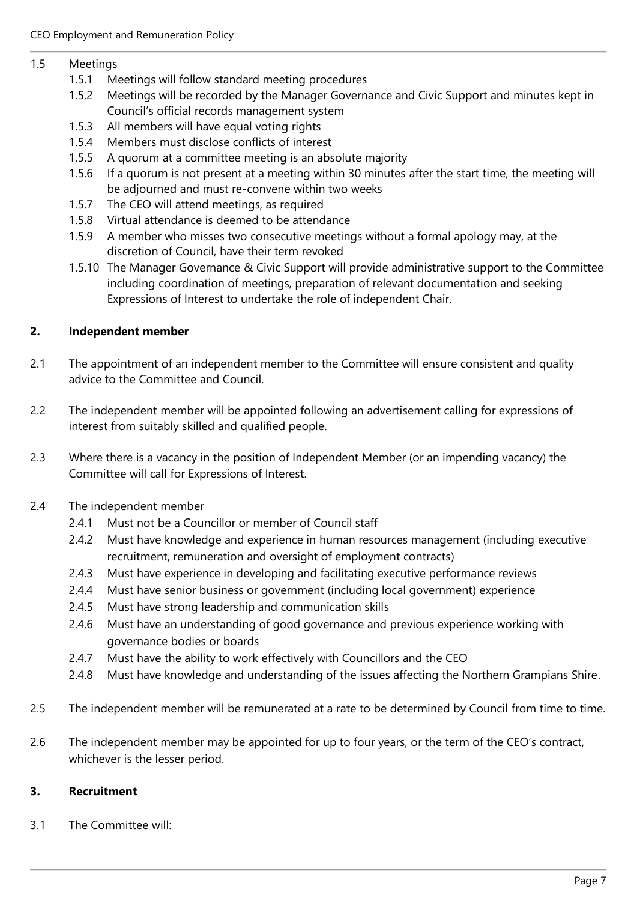1.5 Meetings
- 1.5.1 Meetings will follow standard meeting procedures
- 1.5.2 Meetings will be recorded by the Manager Governance and Civic Support and minutes kept in Council's official records management system
- 1.5.3 All members will have equal voting rights
- 1.5.4 Members must disclose conflicts of interest
- 1.5.5 A quorum at a committee meeting is an absolute majority
- 1.5.6 If a quorum is not present at a meeting within 30 minutes after the start time, the meeting will be adjourned and must re-convene within two weeks
- 1.5.7 The CEO will attend meetings, as required
- 1.5.8 Virtual attendance is deemed to be attendance
- 1.5.9 A member who misses two consecutive meetings without a formal apology may, at the discretion of Council, have their term revoked
- 1.5.10 The Manager Governance & Civic Support will provide administrative support to the Committee including coordination of meetings, preparation of relevant documentation and seeking Expressions of Interest to undertake the role of independent Chair.

## 2. Independent member

2.1 The appointment of an independent member to the Committee will ensure consistent and quality advice to the Committee and Council.

2.2 The independent member will be appointed following an advertisement calling for expressions of interest from suitably skilled and qualified people.

2.3 Where there is a vacancy in the position of Independent Member (or an impending vacancy) the Committee will call for Expressions of Interest.

2.4 The independent member
- 2.4.1 Must not be a Councillor or member of Council staff
- 2.4.2 Must have knowledge and experience in human resources management (including executive recruitment, remuneration and oversight of employment contracts)
- 2.4.3 Must have experience in developing and facilitating executive performance reviews
- 2.4.4 Must have senior business or government (including local government) experience
- 2.4.5 Must have strong leadership and communication skills
- 2.4.6 Must have an understanding of good governance and previous experience working with governance bodies or boards
- 2.4.7 Must have the ability to work effectively with Councillors and the CEO
- 2.4.8 Must have knowledge and understanding of the issues affecting the Northern Grampians Shire.

2.5 The independent member will be remunerated at a rate to be determined by Council from time to time.

2.6 The independent member may be appointed for up to four years, or the term of the CEO's contract, whichever is the lesser period.

## 3. Recruitment

3.1 The Committee will: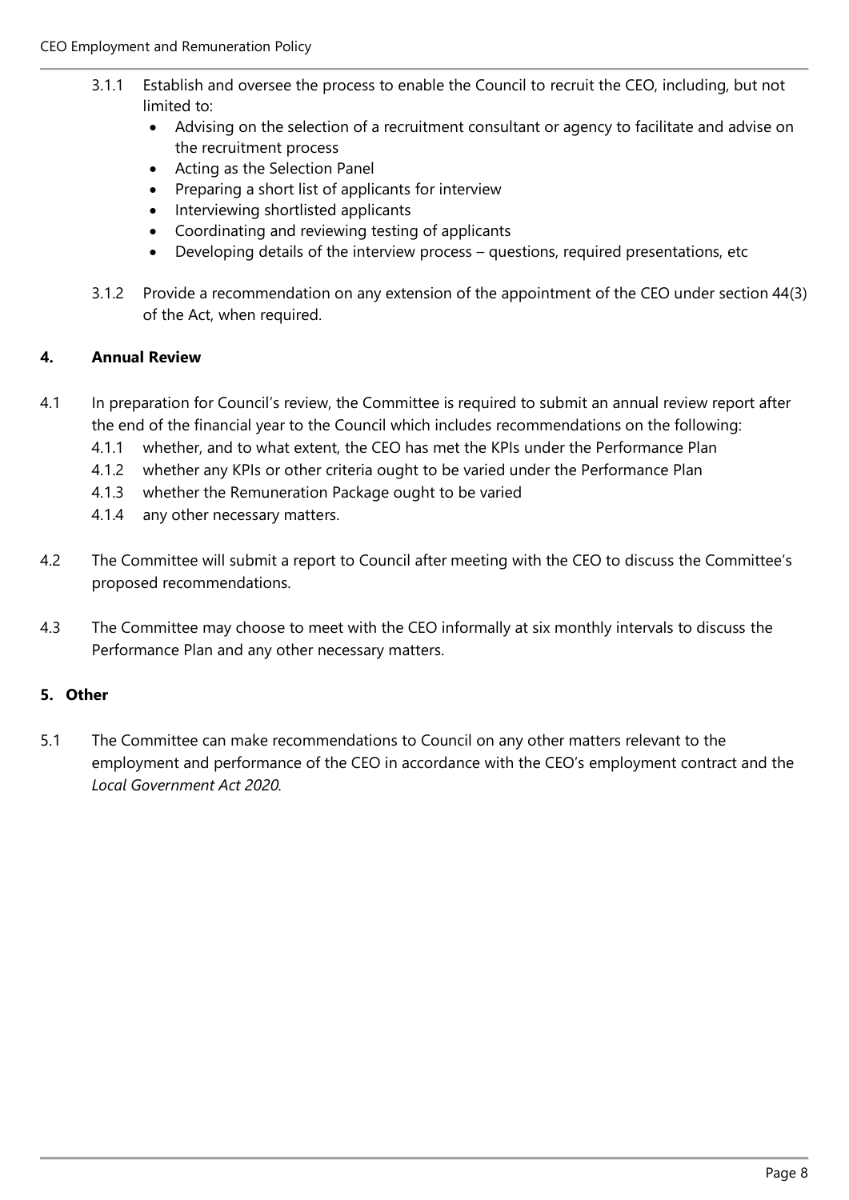3.1.1 Establish and oversee the process to enable the Council to recruit the CEO, including, but not limited to:

- Advising on the selection of a recruitment consultant or agency to facilitate and advise on the recruitment process
- Acting as the Selection Panel
- Preparing a short list of applicants for interview
- Interviewing shortlisted applicants
- Coordinating and reviewing testing of applicants
- Developing details of the interview process – questions, required presentations, etc

3.1.2 Provide a recommendation on any extension of the appointment of the CEO under section 44(3) of the Act, when required.

## 4. Annual Review

4.1 In preparation for Council's review, the Committee is required to submit an annual review report after the end of the financial year to the Council which includes recommendations on the following:

4.1.1 whether, and to what extent, the CEO has met the KPIs under the Performance Plan

4.1.2 whether any KPIs or other criteria ought to be varied under the Performance Plan

4.1.3 whether the Remuneration Package ought to be varied

4.1.4 any other necessary matters.

4.2 The Committee will submit a report to Council after meeting with the CEO to discuss the Committee's proposed recommendations.

4.3 The Committee may choose to meet with the CEO informally at six monthly intervals to discuss the Performance Plan and any other necessary matters.

## 5. Other

5.1 The Committee can make recommendations to Council on any other matters relevant to the employment and performance of the CEO in accordance with the CEO's employment contract and the *Local Government Act 2020.*